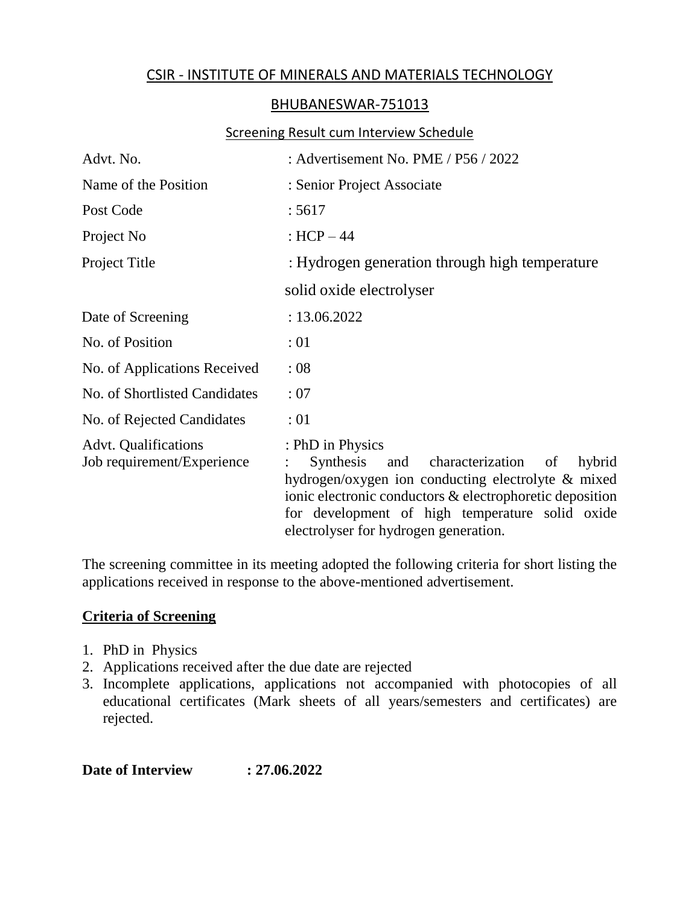# CSIR - INSTITUTE OF MINERALS AND MATERIALS TECHNOLOGY

## BHUBANESWAR-751013

### Screening Result cum Interview Schedule

| | |
|---|---|
| Advt. No. | : Advertisement No. PME / P56 / 2022 |
| Name of the Position | : Senior Project Associate |
| Post Code | : 5617 |
| Project No | : HCP – 44 |
| Project Title | : Hydrogen generation through high temperature solid oxide electrolyser |
| Date of Screening | : 13.06.2022 |
| No. of Position | : 01 |
| No. of Applications Received | : 08 |
| No. of Shortlisted Candidates | : 07 |
| No. of Rejected Candidates | : 01 |
| Advt. Qualifications | : PhD in Physics |
| Job requirement/Experience | : Synthesis and characterization of hybrid hydrogen/oxygen ion conducting electrolyte & mixed ionic electronic conductors & electrophoretic deposition for development of high temperature solid oxide electrolyser for hydrogen generation. |

The screening committee in its meeting adopted the following criteria for short listing the applications received in response to the above-mentioned advertisement.

**Criteria of Screening**

1. PhD in Physics
2. Applications received after the due date are rejected
3. Incomplete applications, applications not accompanied with photocopies of all educational certificates (Mark sheets of all years/semesters and certificates) are rejected.

**Date of Interview : 27.06.2022**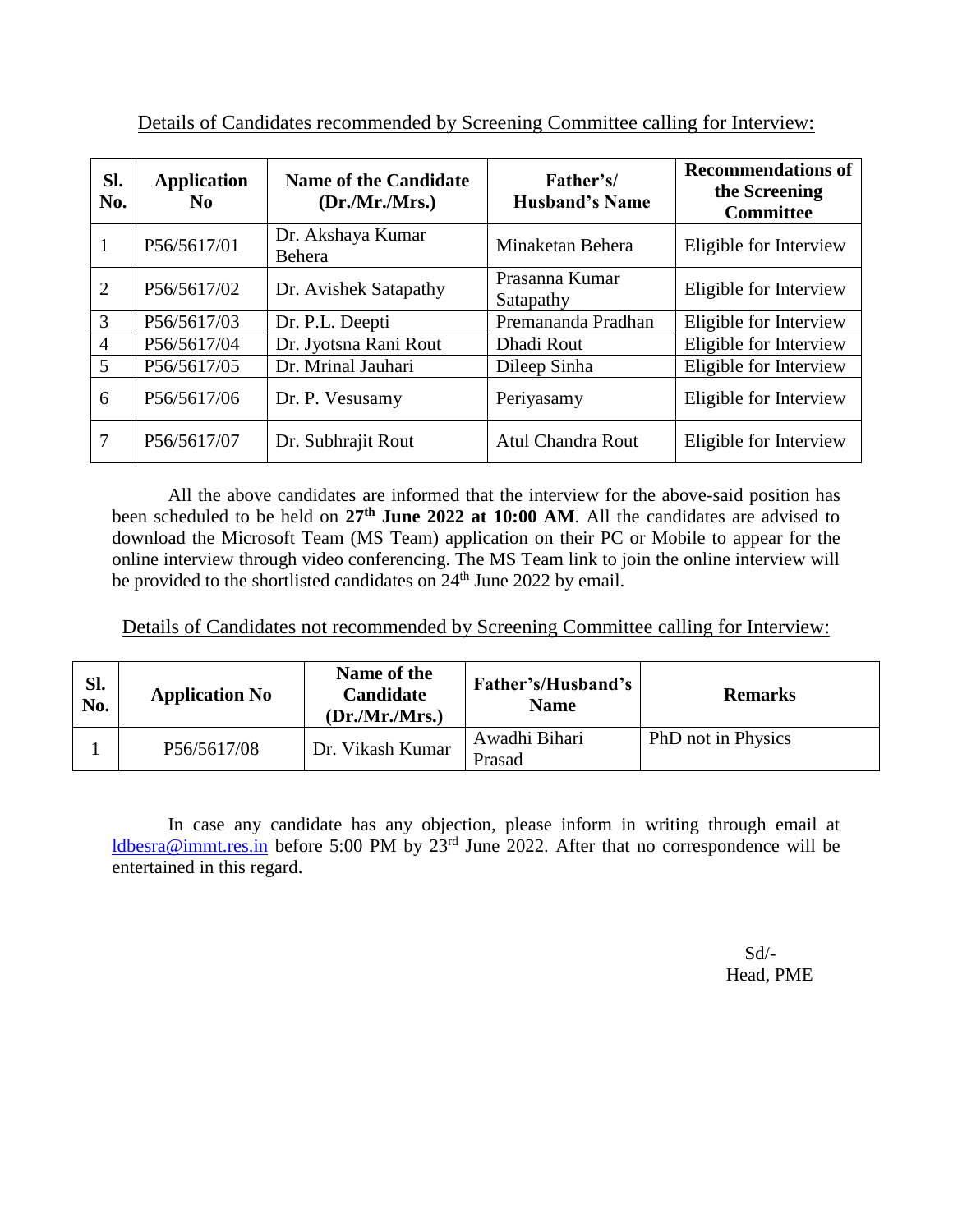Details of Candidates recommended by Screening Committee calling for Interview:

| Sl. No. | Application No | Name of the Candidate (Dr./Mr./Mrs.) | Father's/ Husband's Name | Recommendations of the Screening Committee |
|---|---|---|---|---|
| 1 | P56/5617/01 | Dr. Akshaya Kumar Behera | Minaketan Behera | Eligible for Interview |
| 2 | P56/5617/02 | Dr. Avishek Satapathy | Prasanna Kumar Satapathy | Eligible for Interview |
| 3 | P56/5617/03 | Dr. P.L. Deepti | Premananda Pradhan | Eligible for Interview |
| 4 | P56/5617/04 | Dr. Jyotsna Rani Rout | Dhadi Rout | Eligible for Interview |
| 5 | P56/5617/05 | Dr. Mrinal Jauhari | Dileep Sinha | Eligible for Interview |
| 6 | P56/5617/06 | Dr. P. Vesusamy | Periyasamy | Eligible for Interview |
| 7 | P56/5617/07 | Dr. Subhrajit Rout | Atul Chandra Rout | Eligible for Interview |

All the above candidates are informed that the interview for the above-said position has been scheduled to be held on **27th June 2022 at 10:00 AM**. All the candidates are advised to download the Microsoft Team (MS Team) application on their PC or Mobile to appear for the online interview through video conferencing. The MS Team link to join the online interview will be provided to the shortlisted candidates on 24th June 2022 by email.

Details of Candidates not recommended by Screening Committee calling for Interview:

| Sl. No. | Application No | Name of the Candidate (Dr./Mr./Mrs.) | Father's/Husband's Name | Remarks |
|---|---|---|---|---|
| 1 | P56/5617/08 | Dr. Vikash Kumar | Awadhi Bihari Prasad | PhD not in Physics |

In case any candidate has any objection, please inform in writing through email at ldbesra@immt.res.in before 5:00 PM by 23rd June 2022. After that no correspondence will be entertained in this regard.

Sd/-
Head, PME